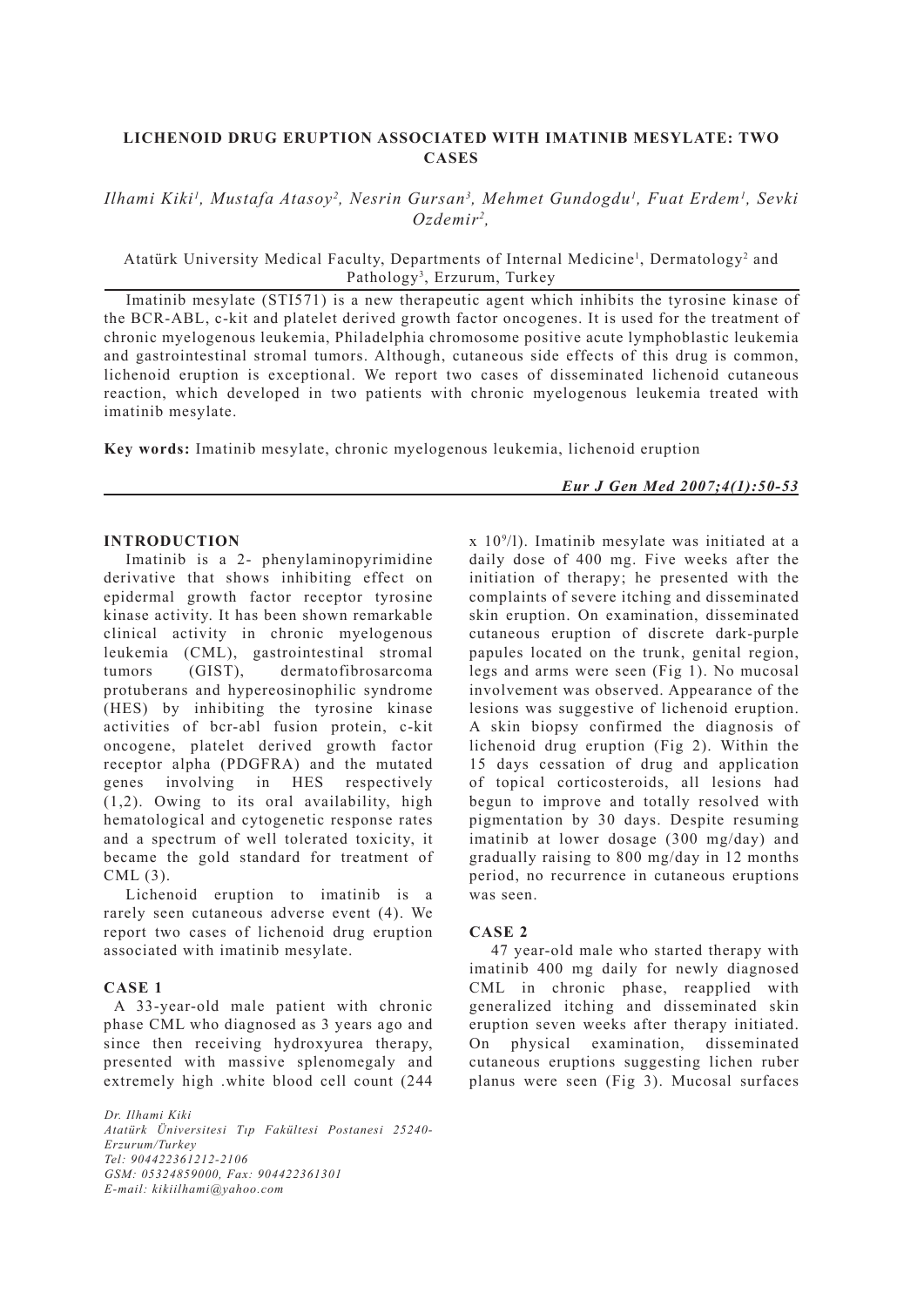# LICHENOID DRUG ERUPTION ASSOCIATED WITH IMATINIB MESYLATE: TWO CASES

*Ilhami Kiki[1], Mustafa Atasoy[2], Nesrin Gursan[3], Mehmet Gundogdu[1], Fuat Erdem[1], Sevki Ozdemir[2],*

Atatürk University Medical Faculty, Departments of Internal Medicine[1], Dermatology[2] and Pathology[3], Erzurum, Turkey

Imatinib mesylate (STI571) is a new therapeutic agent which inhibits the tyrosine kinase of the BCR-ABL, c-kit and platelet derived growth factor oncogenes. It is used for the treatment of chronic myelogenous leukemia, Philadelphia chromosome positive acute lymphoblastic leukemia and gastrointestinal stromal tumors. Although, cutaneous side effects of this drug is common, lichenoid eruption is exceptional. We report two cases of disseminated lichenoid cutaneous reaction, which developed in two patients with chronic myelogenous leukemia treated with imatinib mesylate.

**Key words:** Imatinib mesylate, chronic myelogenous leukemia, lichenoid eruption

*Eur J Gen Med 2007;4(1):50-53*

## INTRODUCTION

Imatinib is a 2- phenylaminopyrimidine derivative that shows inhibiting effect on epidermal growth factor receptor tyrosine kinase activity. It has been shown remarkable clinical activity in chronic myelogenous leukemia (CML), gastrointestinal stromal tumors (GIST), dermatofibrosarcoma protuberans and hypereosinophilic syndrome (HES) by inhibiting the tyrosine kinase activities of bcr-abl fusion protein, c-kit oncogene, platelet derived growth factor receptor alpha (PDGFRA) and the mutated genes involving in HES respectively (1,2). Owing to its oral availability, high hematological and cytogenetic response rates and a spectrum of well tolerated toxicity, it became the gold standard for treatment of CML (3).

Lichenoid eruption to imatinib is a rarely seen cutaneous adverse event (4). We report two cases of lichenoid drug eruption associated with imatinib mesylate.

## CASE 1

A 33-year-old male patient with chronic phase CML who diagnosed as 3 years ago and since then receiving hydroxyurea therapy, presented with massive splenomegaly and extremely high .white blood cell count (244 x $10^9$/l). Imatinib mesylate was initiated at a daily dose of 400 mg. Five weeks after the initiation of therapy; he presented with the complaints of severe itching and disseminated skin eruption. On examination, disseminated cutaneous eruption of discrete dark-purple papules located on the trunk, genital region, legs and arms were seen (Fig 1). No mucosal involvement was observed. Appearance of the lesions was suggestive of lichenoid eruption. A skin biopsy confirmed the diagnosis of lichenoid drug eruption (Fig 2). Within the 15 days cessation of drug and application of topical corticosteroids, all lesions had begun to improve and totally resolved with pigmentation by 30 days. Despite resuming imatinib at lower dosage (300 mg/day) and gradually raising to 800 mg/day in 12 months period, no recurrence in cutaneous eruptions was seen.

## CASE 2

47 year-old male who started therapy with imatinib 400 mg daily for newly diagnosed CML in chronic phase, reapplied with generalized itching and disseminated skin eruption seven weeks after therapy initiated. On physical examination, disseminated cutaneous eruptions suggesting lichen ruber planus were seen (Fig 3). Mucosal surfaces

*Dr. Ilhami Kiki*
*Atatürk Üniversitesi Tıp Fakültesi Postanesi 25240-Erzurum/Turkey*
*Tel: 904422361212-2106*
*GSM: 05324859000, Fax: 904422361301*
*E-mail: kikiilhami@yahoo.com*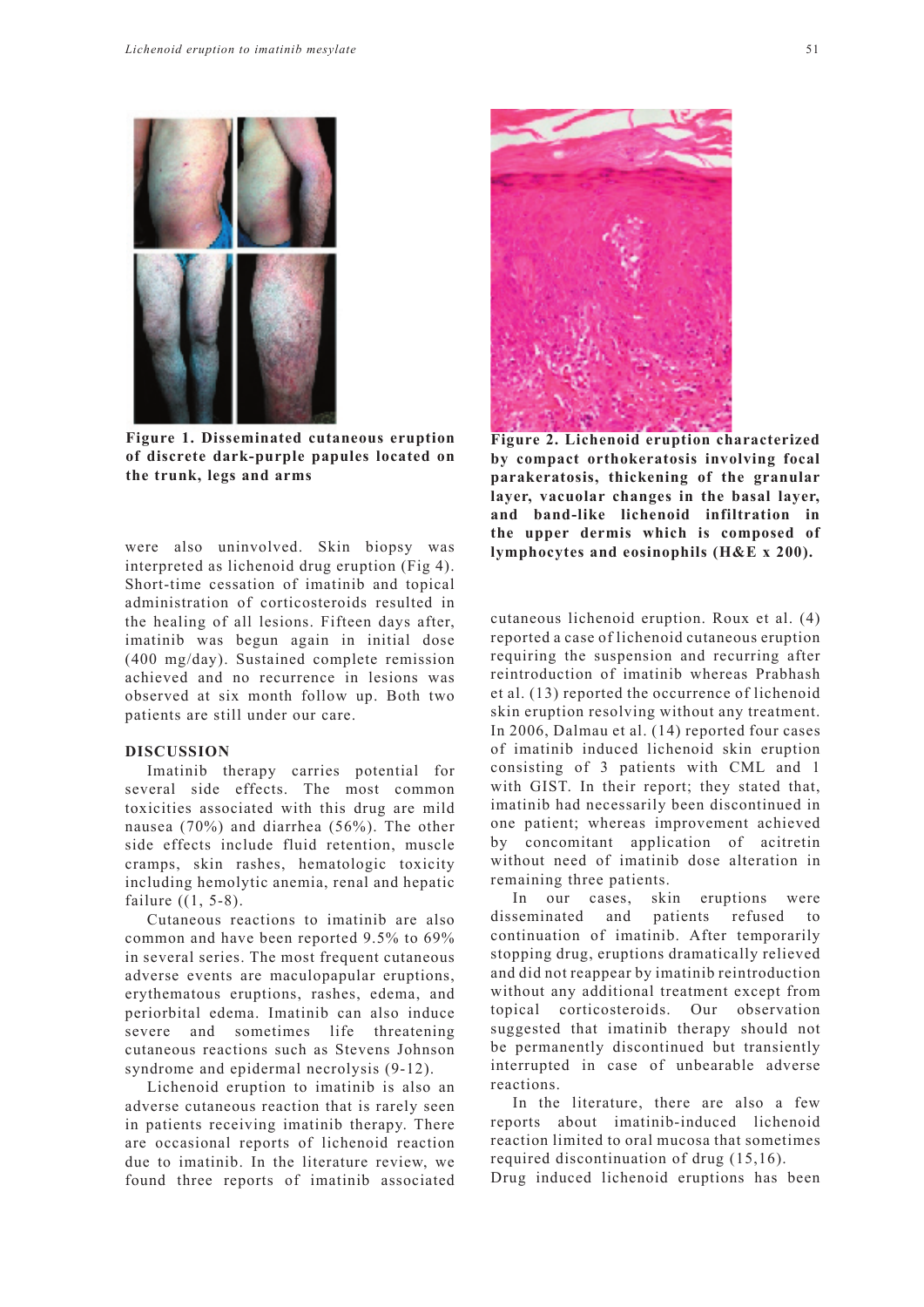Figure 1. Disseminated cutaneous eruption of discrete dark-purple papules located on the trunk, legs and arms

Figure 2. Lichenoid eruption characterized by compact orthokeratosis involving focal parakeratosis, thickening of the granular layer, vacuolar changes in the basal layer, and band-like lichenoid infiltration in the upper dermis which is composed of lymphocytes and eosinophils (H&E x 200).

were also uninvolved. Skin biopsy was interpreted as lichenoid drug eruption (Fig 4). Short-time cessation of imatinib and topical administration of corticosteroids resulted in the healing of all lesions. Fifteen days after, imatinib was begun again in initial dose (400 mg/day). Sustained complete remission achieved and no recurrence in lesions was observed at six month follow up. Both two patients are still under our care.

## DISCUSSION

Imatinib therapy carries potential for several side effects. The most common toxicities associated with this drug are mild nausea (70%) and diarrhea (56%). The other side effects include fluid retention, muscle cramps, skin rashes, hematologic toxicity including hemolytic anemia, renal and hepatic failure ((1, 5-8).

Cutaneous reactions to imatinib are also common and have been reported 9.5% to 69% in several series. The most frequent cutaneous adverse events are maculopapular eruptions, erythematous eruptions, rashes, edema, and periorbital edema. Imatinib can also induce severe and sometimes life threatening cutaneous reactions such as Stevens Johnson syndrome and epidermal necrolysis (9-12).

Lichenoid eruption to imatinib is also an adverse cutaneous reaction that is rarely seen in patients receiving imatinib therapy. There are occasional reports of lichenoid reaction due to imatinib. In the literature review, we found three reports of imatinib associated cutaneous lichenoid eruption. Roux et al. (4) reported a case of lichenoid cutaneous eruption requiring the suspension and recurring after reintroduction of imatinib whereas Prabhash et al. (13) reported the occurrence of lichenoid skin eruption resolving without any treatment. In 2006, Dalmau et al. (14) reported four cases of imatinib induced lichenoid skin eruption consisting of 3 patients with CML and 1 with GIST. In their report; they stated that, imatinib had necessarily been discontinued in one patient; whereas improvement achieved by concomitant application of acitretin without need of imatinib dose alteration in remaining three patients.

In our cases, skin eruptions were disseminated and patients refused to continuation of imatinib. After temporarily stopping drug, eruptions dramatically relieved and did not reappear by imatinib reintroduction without any additional treatment except from topical corticosteroids. Our observation suggested that imatinib therapy should not be permanently discontinued but transiently interrupted in case of unbearable adverse reactions.

In the literature, there are also a few reports about imatinib-induced lichenoid reaction limited to oral mucosa that sometimes required discontinuation of drug (15,16).

Drug induced lichenoid eruptions has been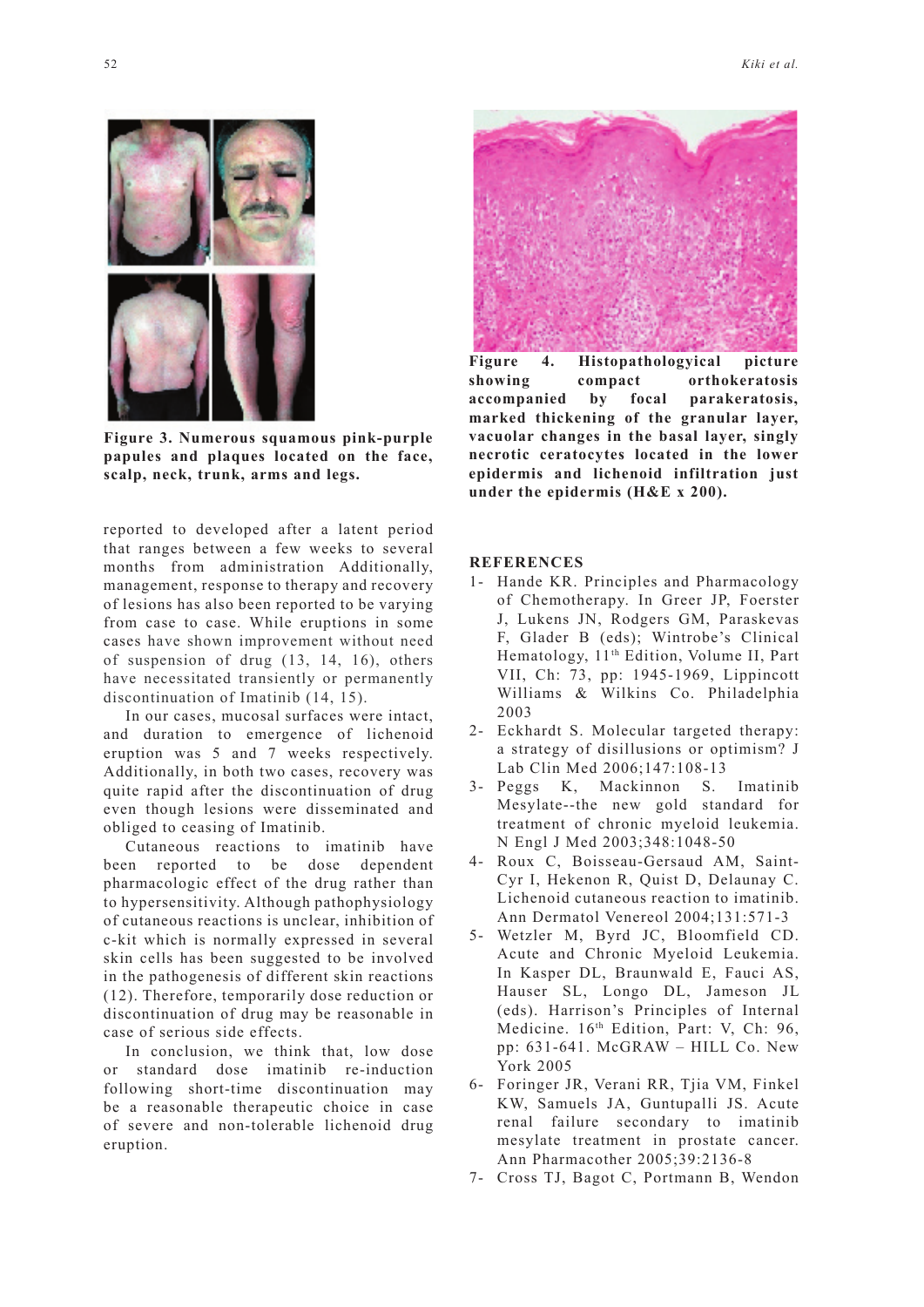**Figure 3. Numerous squamous pink-purple papules and plaques located on the face, scalp, neck, trunk, arms and legs.**

reported to developed after a latent period that ranges between a few weeks to several months from administration Additionally, management, response to therapy and recovery of lesions has also been reported to be varying from case to case. While eruptions in some cases have shown improvement without need of suspension of drug (13, 14, 16), others have necessitated transiently or permanently discontinuation of Imatinib (14, 15).

In our cases, mucosal surfaces were intact, and duration to emergence of lichenoid eruption was 5 and 7 weeks respectively. Additionally, in both two cases, recovery was quite rapid after the discontinuation of drug even though lesions were disseminated and obliged to ceasing of Imatinib.

Cutaneous reactions to imatinib have been reported to be dose dependent pharmacologic effect of the drug rather than to hypersensitivity. Although pathophysiology of cutaneous reactions is unclear, inhibition of c-kit which is normally expressed in several skin cells has been suggested to be involved in the pathogenesis of different skin reactions (12). Therefore, temporarily dose reduction or discontinuation of drug may be reasonable in case of serious side effects.

In conclusion, we think that, low dose or standard dose imatinib re-induction following short-time discontinuation may be a reasonable therapeutic choice in case of severe and non-tolerable lichenoid drug eruption.

**Figure 4. Histopathologyical picture showing compact orthokeratosis accompanied by focal parakeratosis, marked thickening of the granular layer, vacuolar changes in the basal layer, singly necrotic ceratocytes located in the lower epidermis and lichenoid infiltration just under the epidermis (H&E x 200).**

## REFERENCES

1- Hande KR. Principles and Pharmacology of Chemotherapy. In Greer JP, Foerster J, Lukens JN, Rodgers GM, Paraskevas F, Glader B (eds); Wintrobe's Clinical Hematology, 11th Edition, Volume II, Part VII, Ch: 73, pp: 1945-1969, Lippincott Williams & Wilkins Co. Philadelphia 2003

2- Eckhardt S. Molecular targeted therapy: a strategy of disillusions or optimism? J Lab Clin Med 2006;147:108-13

3- Peggs K, Mackinnon S. Imatinib Mesylate--the new gold standard for treatment of chronic myeloid leukemia. N Engl J Med 2003;348:1048-50

4- Roux C, Boisseau-Gersaud AM, Saint-Cyr I, Hekenon R, Quist D, Delaunay C. Lichenoid cutaneous reaction to imatinib. Ann Dermatol Venereol 2004;131:571-3

5- Wetzler M, Byrd JC, Bloomfield CD. Acute and Chronic Myeloid Leukemia. In Kasper DL, Braunwald E, Fauci AS, Hauser SL, Longo DL, Jameson JL (eds). Harrison's Principles of Internal Medicine. 16th Edition, Part: V, Ch: 96, pp: 631-641. McGRAW – HILL Co. New York 2005

6- Foringer JR, Verani RR, Tjia VM, Finkel KW, Samuels JA, Guntupalli JS. Acute renal failure secondary to imatinib mesylate treatment in prostate cancer. Ann Pharmacother 2005;39:2136-8

7- Cross TJ, Bagot C, Portmann B, Wendon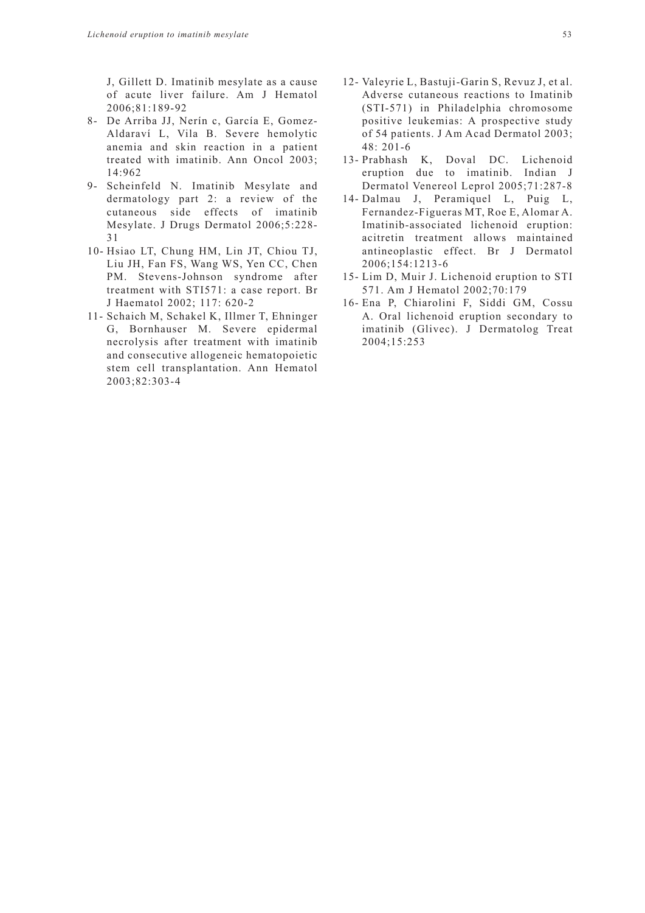J, Gillett D. Imatinib mesylate as a cause of acute liver failure. Am J Hematol 2006;81:189-92

8- De Arriba JJ, Nerín c, García E, Gomez-Aldaraví L, Vila B. Severe hemolytic anemia and skin reaction in a patient treated with imatinib. Ann Oncol 2003; 14:962

9- Scheinfeld N. Imatinib Mesylate and dermatology part 2: a review of the cutaneous side effects of imatinib Mesylate. J Drugs Dermatol 2006;5:228-31

10- Hsiao LT, Chung HM, Lin JT, Chiou TJ, Liu JH, Fan FS, Wang WS, Yen CC, Chen PM. Stevens-Johnson syndrome after treatment with STI571: a case report. Br J Haematol 2002; 117: 620-2

11- Schaich M, Schakel K, Illmer T, Ehninger G, Bornhauser M. Severe epidermal necrolysis after treatment with imatinib and consecutive allogeneic hematopoietic stem cell transplantation. Ann Hematol 2003;82:303-4

12- Valeyrie L, Bastuji-Garin S, Revuz J, et al. Adverse cutaneous reactions to Imatinib (STI-571) in Philadelphia chromosome positive leukemias: A prospective study of 54 patients. J Am Acad Dermatol 2003; 48: 201-6

13- Prabhash K, Doval DC. Lichenoid eruption due to imatinib. Indian J Dermatol Venereol Leprol 2005;71:287-8

14- Dalmau J, Peramiquel L, Puig L, Fernandez-Figueras MT, Roe E, Alomar A. Imatinib-associated lichenoid eruption: acitretin treatment allows maintained antineoplastic effect. Br J Dermatol 2006;154:1213-6

15- Lim D, Muir J. Lichenoid eruption to STI 571. Am J Hematol 2002;70:179

16- Ena P, Chiarolini F, Siddi GM, Cossu A. Oral lichenoid eruption secondary to imatinib (Glivec). J Dermatolog Treat 2004;15:253